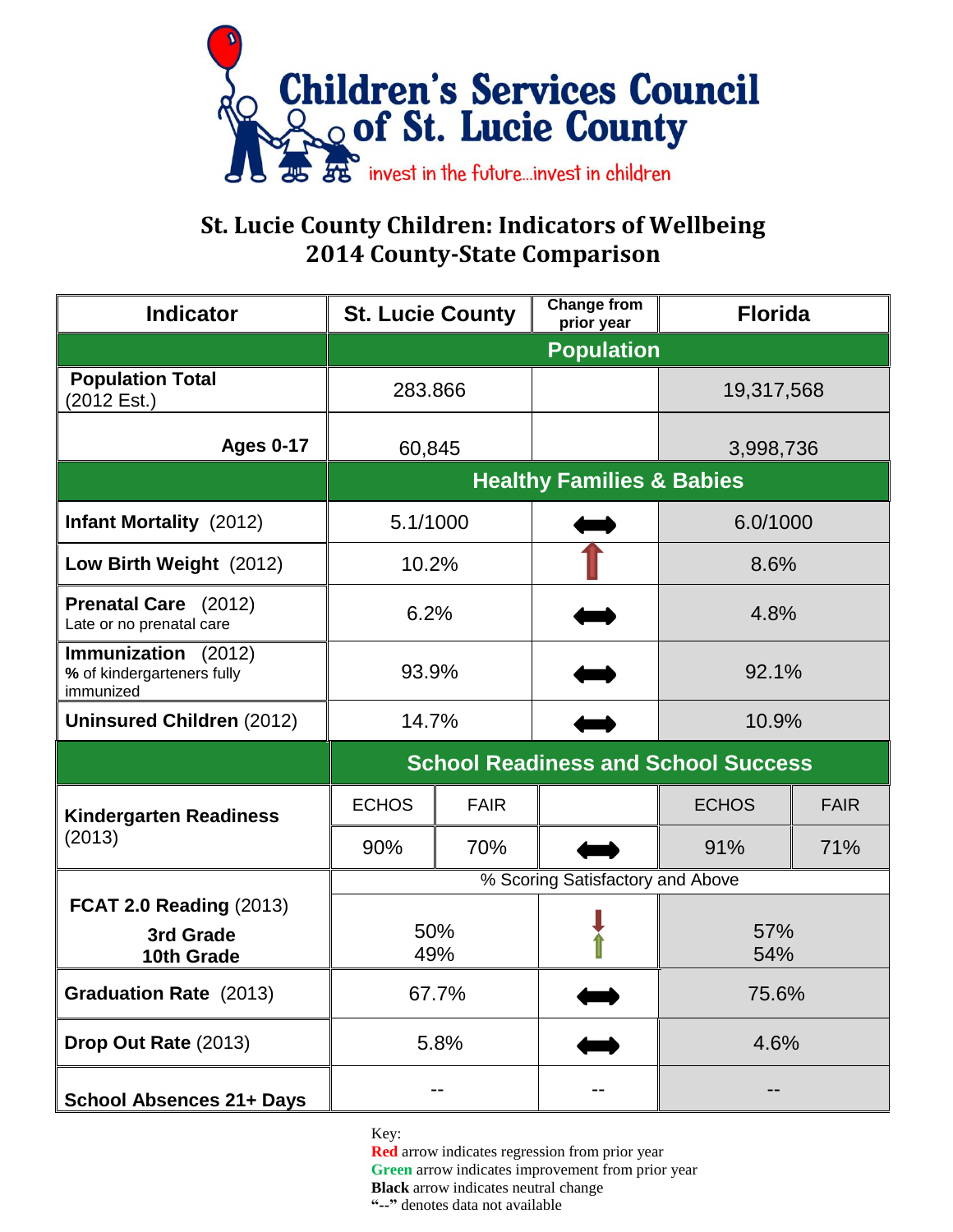# Children's Services Council of St. Lucie County

invest in the future...invest in children

## St. Lucie County Children: Indicators of Wellbeing
## 2014 County-State Comparison

| Indicator | St. Lucie County | | Change from prior year | Florida | |
|---|---|---|---|---|---|
| | **Population** | | | | |
| **Population Total** (2012 Est.) | 283.866 | | | 19,317,568 | |
| **Ages 0-17** | 60,845 | | | 3,998,736 | |
| | **Healthy Families & Babies** | | | | |
| **Infant Mortality** (2012) | 5.1/1000 | | ⟷ (black) | 6.0/1000 | |
| **Low Birth Weight** (2012) | 10.2% | | ↑ (red) | 8.6% | |
| **Prenatal Care** (2012) Late or no prenatal care | 6.2% | | ⟷ (black) | 4.8% | |
| **Immunization** (2012) **%** of kindergarteners fully immunized | 93.9% | | ⟷ (black) | 92.1% | |
| **Uninsured Children** (2012) | 14.7% | | ⟷ (black) | 10.9% | |
| | **School Readiness and School Success** | | | | |
| **Kindergarten Readiness** (2013) | ECHOS | FAIR | | ECHOS | FAIR |
| | 90% | 70% | ⟷ (black) | 91% | 71% |
| | % Scoring Satisfactory and Above | | | | |
| **FCAT 2.0 Reading** (2013) **3rd Grade** **10th Grade** | 50% 49% | | ↓ (red) ↑ (green) | 57% 54% | |
| **Graduation Rate** (2013) | 67.7% | | ⟷ (black) | 75.6% | |
| **Drop Out Rate** (2013) | 5.8% | | ⟷ (black) | 4.6% | |
| **School Absences 21+ Days** | -- | | -- | -- | |

Key:
**Red** arrow indicates regression from prior year
**Green** arrow indicates improvement from prior year
**Black** arrow indicates neutral change
**"--"** denotes data not available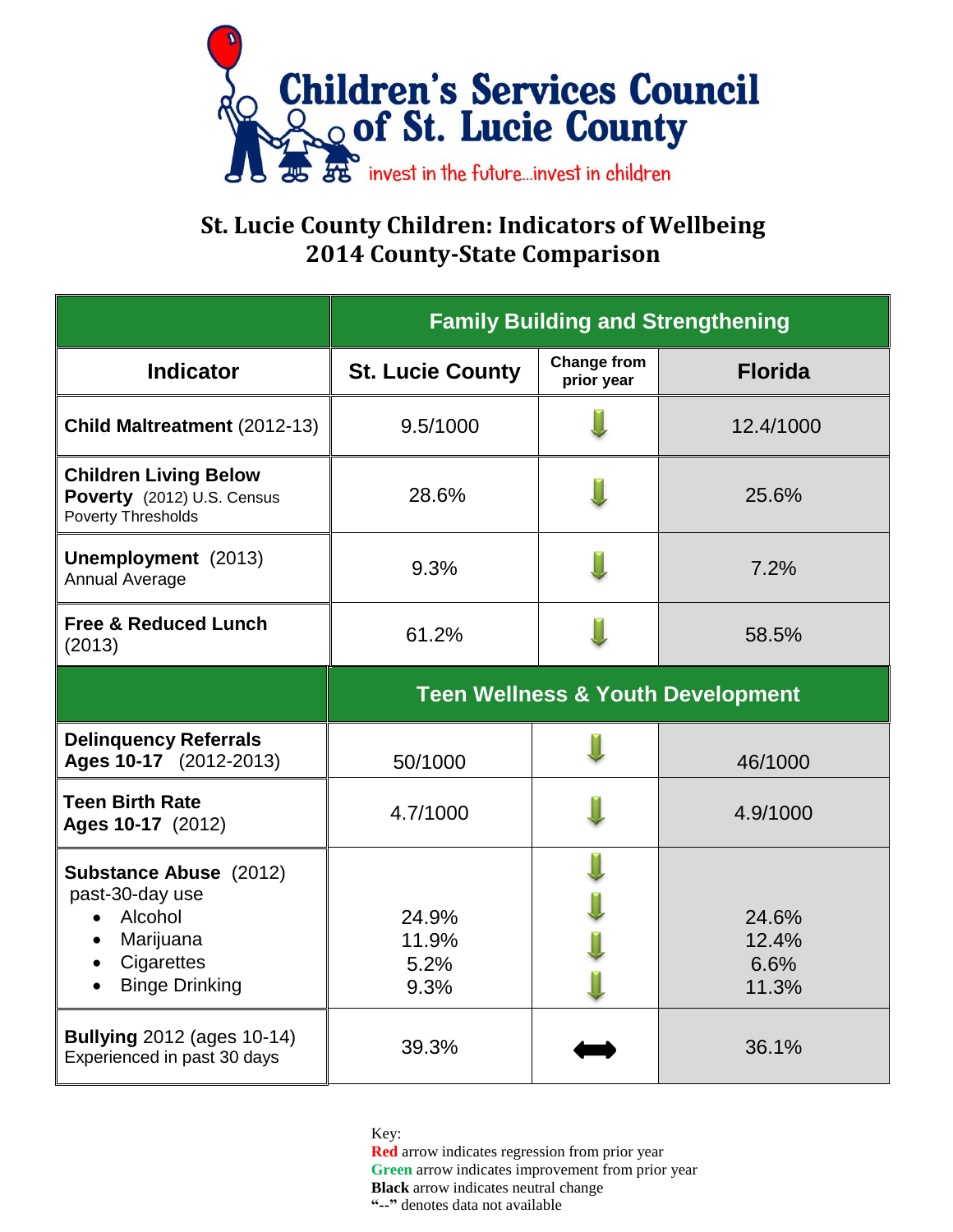# Children's Services Council of St. Lucie County

invest in the future...invest in children

## St. Lucie County Children: Indicators of Wellbeing
## 2014 County-State Comparison

| | Family Building and Strengthening | | |
|---|---|---|---|
| **Indicator** | **St. Lucie County** | **Change from prior year** | **Florida** |
| **Child Maltreatment** (2012-13) | 9.5/1000 | ⬇ | 12.4/1000 |
| **Children Living Below Poverty** (2012) U.S. Census Poverty Thresholds | 28.6% | ⬇ | 25.6% |
| **Unemployment** (2013) Annual Average | 9.3% | ⬇ | 7.2% |
| **Free & Reduced Lunch** (2013) | 61.2% | ⬇ | 58.5% |
| | **Teen Wellness & Youth Development** | | |
| **Delinquency Referrals Ages 10-17** (2012-2013) | 50/1000 | ⬇ | 46/1000 |
| **Teen Birth Rate Ages 10-17** (2012) | 4.7/1000 | ⬇ | 4.9/1000 |
| **Substance Abuse** (2012) past-30-day use<br>• Alcohol<br>• Marijuana<br>• Cigarettes<br>• Binge Drinking | 24.9%<br>11.9%<br>5.2%<br>9.3% | ⬇<br>⬇<br>⬇<br>⬇ | 24.6%<br>12.4%<br>6.6%<br>11.3% |
| **Bullying** 2012 (ages 10-14) Experienced in past 30 days | 39.3% | ⬌ | 36.1% |

Key:
**Red** arrow indicates regression from prior year
**Green** arrow indicates improvement from prior year
**Black** arrow indicates neutral change
**"--"** denotes data not available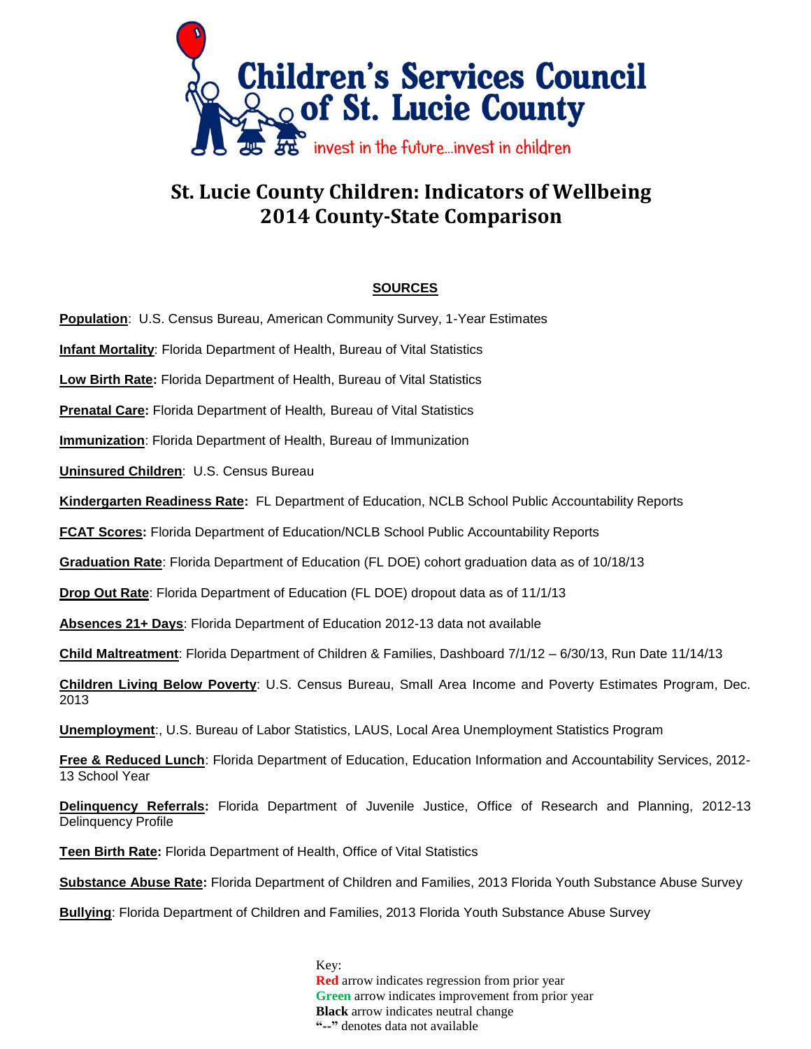Children's Services Council of St. Lucie County

invest in the future...invest in children

# St. Lucie County Children: Indicators of Wellbeing 2014 County-State Comparison

## SOURCES

**Population**: U.S. Census Bureau, American Community Survey, 1-Year Estimates

**Infant Mortality**: Florida Department of Health, Bureau of Vital Statistics

**Low Birth Rate:** Florida Department of Health, Bureau of Vital Statistics

**Prenatal Care:** Florida Department of Health, Bureau of Vital Statistics

**Immunization**: Florida Department of Health, Bureau of Immunization

**Uninsured Children**: U.S. Census Bureau

**Kindergarten Readiness Rate:** FL Department of Education, NCLB School Public Accountability Reports

**FCAT Scores:** Florida Department of Education/NCLB School Public Accountability Reports

**Graduation Rate**: Florida Department of Education (FL DOE) cohort graduation data as of 10/18/13

**Drop Out Rate**: Florida Department of Education (FL DOE) dropout data as of 11/1/13

**Absences 21+ Days**: Florida Department of Education 2012-13 data not available

**Child Maltreatment**: Florida Department of Children & Families, Dashboard 7/1/12 – 6/30/13, Run Date 11/14/13

**Children Living Below Poverty**: U.S. Census Bureau, Small Area Income and Poverty Estimates Program, Dec. 2013

**Unemployment**:, U.S. Bureau of Labor Statistics, LAUS, Local Area Unemployment Statistics Program

**Free & Reduced Lunch**: Florida Department of Education, Education Information and Accountability Services, 2012-13 School Year

**Delinquency Referrals:** Florida Department of Juvenile Justice, Office of Research and Planning, 2012-13 Delinquency Profile

**Teen Birth Rate:** Florida Department of Health, Office of Vital Statistics

**Substance Abuse Rate:** Florida Department of Children and Families, 2013 Florida Youth Substance Abuse Survey

**Bullying**: Florida Department of Children and Families, 2013 Florida Youth Substance Abuse Survey

Key:
**Red** arrow indicates regression from prior year
**Green** arrow indicates improvement from prior year
**Black** arrow indicates neutral change
**"--"** denotes data not available